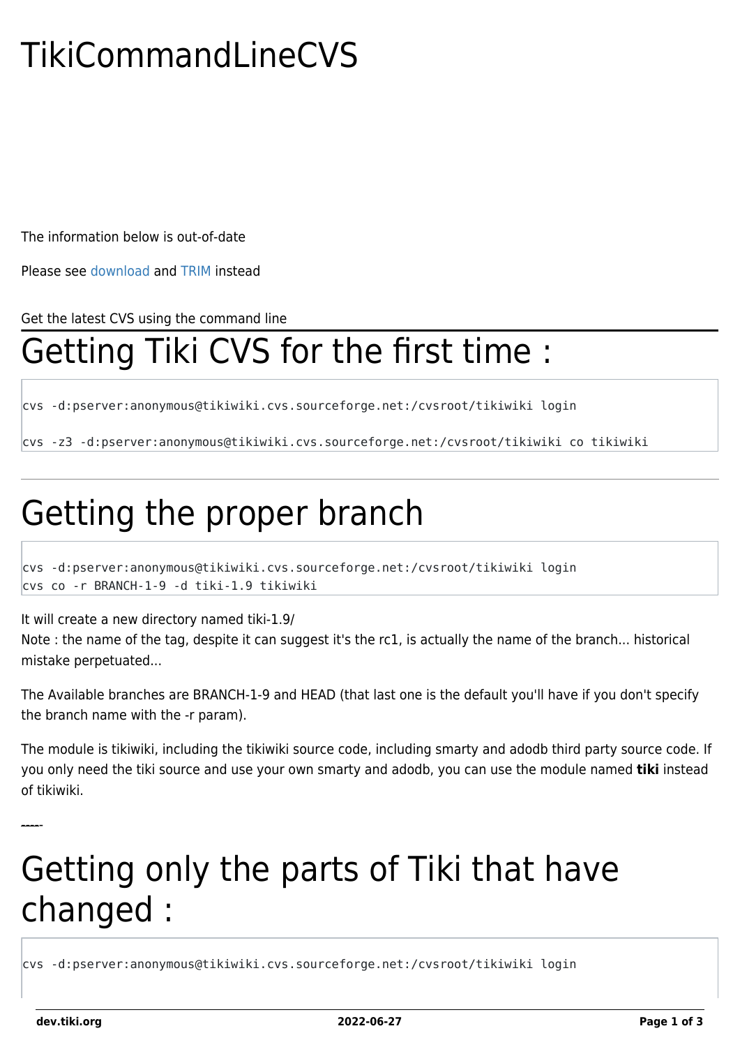# TikiCommandLineCVS

The information below is out-of-date

Please see download and TRIM instead

Get the latest CVS using the command line

# Getting Tiki CVS for the first time :

```
cvs -d:pserver:anonymous@tikiwiki.cvs.sourceforge.net:/cvsroot/tikiwiki login

cvs -z3 -d:pserver:anonymous@tikiwiki.cvs.sourceforge.net:/cvsroot/tikiwiki co tikiwiki
```

---

# Getting the proper branch

```
cvs -d:pserver:anonymous@tikiwiki.cvs.sourceforge.net:/cvsroot/tikiwiki login
cvs co -r BRANCH-1-9 -d tiki-1.9 tikiwiki
```

It will create a new directory named tiki-1.9/
Note : the name of the tag, despite it can suggest it's the rc1, is actually the name of the branch... historical mistake perpetuated...

The Available branches are BRANCH-1-9 and HEAD (that last one is the default you'll have if you don't specify the branch name with the -r param).

The module is tikiwiki, including the tikiwiki source code, including smarty and adodb third party source code. If you only need the tiki source and use your own smarty and adodb, you can use the module named **tiki** instead of tikiwiki.

-----

# Getting only the parts of Tiki that have changed :

```
cvs -d:pserver:anonymous@tikiwiki.cvs.sourceforge.net:/cvsroot/tikiwiki login
```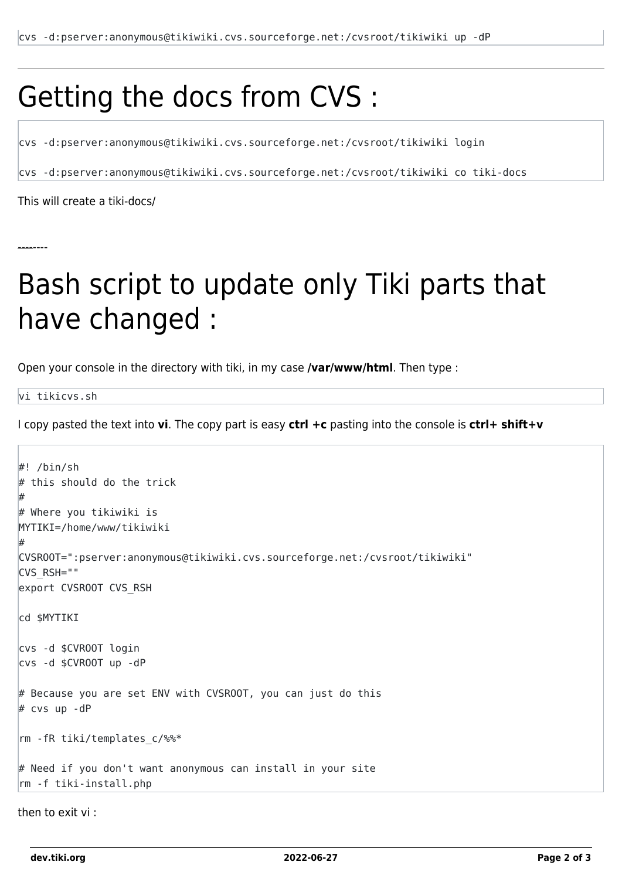```
cvs -d:pserver:anonymous@tikiwiki.cvs.sourceforge.net:/cvsroot/tikiwiki up -dP
```

---

# Getting the docs from CVS :

```
cvs -d:pserver:anonymous@tikiwiki.cvs.sourceforge.net:/cvsroot/tikiwiki login

cvs -d:pserver:anonymous@tikiwiki.cvs.sourceforge.net:/cvsroot/tikiwiki co tiki-docs
```

This will create a tiki-docs/

--------

# Bash script to update only Tiki parts that have changed :

Open your console in the directory with tiki, in my case **/var/www/html**. Then type :

```
vi tikicvs.sh
```

I copy pasted the text into **vi**. The copy part is easy **ctrl +c** pasting into the console is **ctrl+ shift+v**

```
#! /bin/sh
# this should do the trick
#
# Where you tikiwiki is
MYTIKI=/home/www/tikiwiki
#
CVSROOT=":pserver:anonymous@tikiwiki.cvs.sourceforge.net:/cvsroot/tikiwiki"
CVS_RSH=""
export CVSROOT CVS_RSH

cd $MYTIKI

cvs -d $CVROOT login
cvs -d $CVROOT up -dP

# Because you are set ENV with CVSROOT, you can just do this
# cvs up -dP

rm -fR tiki/templates_c/%%*

# Need if you don't want anonymous can install in your site
rm -f tiki-install.php
```

then to exit vi :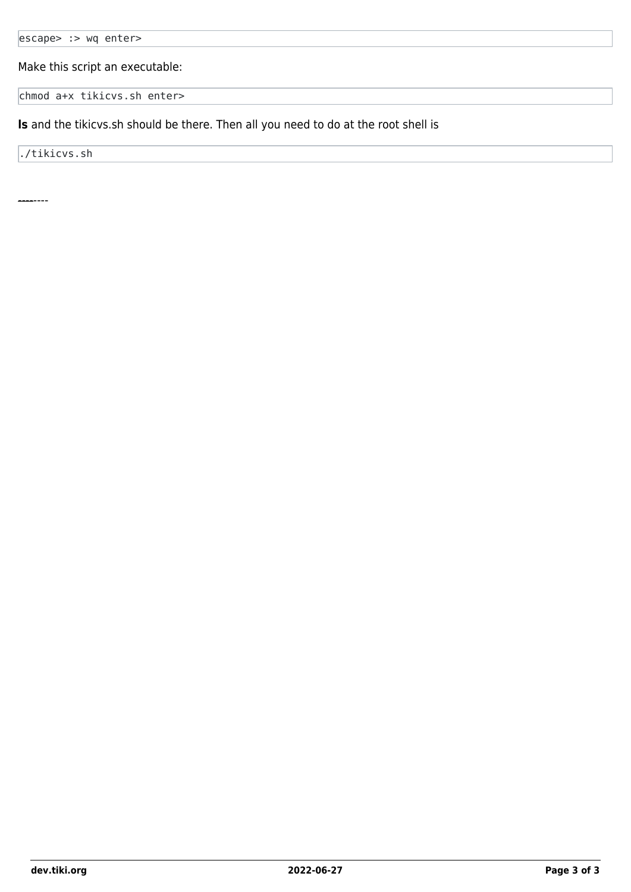```
escape> :> wq enter>
```

Make this script an executable:

```
chmod a+x tikicvs.sh enter>
```

**ls** and the tikicvs.sh should be there. Then all you need to do at the root shell is

```
./tikicvs.sh
```

--------